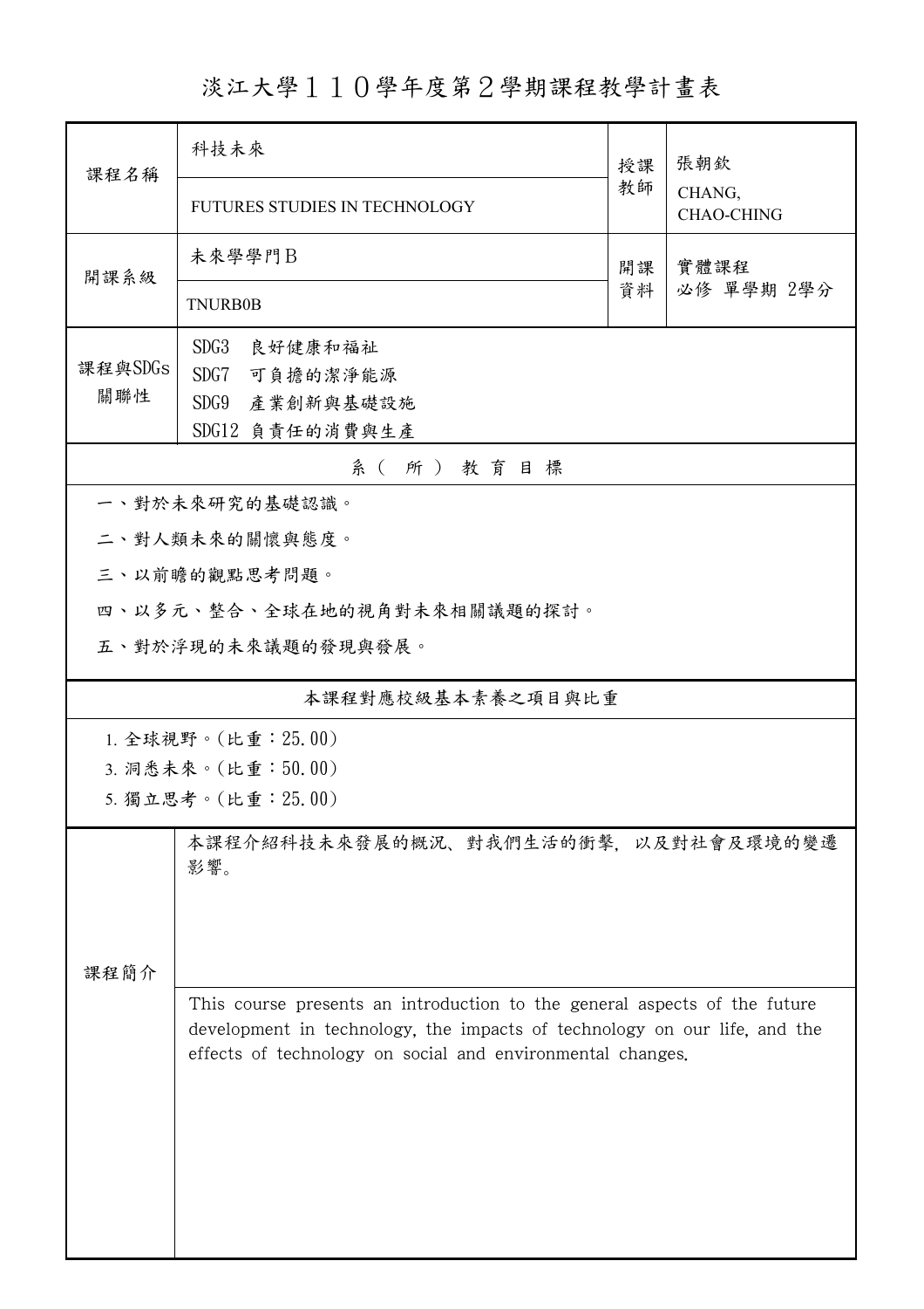# 淡江大學１１０學年度第２學期課程教學計畫表

| 課程名稱 | 科技未來 | 授課教師 | 張朝欽 |
|---|---|---|---|
| | FUTURES STUDIES IN TECHNOLOGY | | CHANG, CHAO-CHING |
| 開課系級 | 未來學學門Ｂ | 開課資料 | 實體課程<br>必修 單學期 2學分 |
| | TNURB0B | | |
| 課程與SDGs關聯性 | SDG3 良好健康和福祉<br>SDG7 可負擔的潔淨能源<br>SDG9 產業創新與基礎設施<br>SDG12 負責任的消費與生產 | | |

## 系（所）教育目標

一、對於未來研究的基礎認識。

二、對人類未來的關懷與態度。

三、以前瞻的觀點思考問題。

四、以多元、整合、全球在地的視角對未來相關議題的探討。

五、對於浮現的未來議題的發現與發展。

## 本課程對應校級基本素養之項目與比重

1. 全球視野。(比重：25.00)
3. 洞悉未來。(比重：50.00)
5. 獨立思考。(比重：25.00)

## 課程簡介

本課程介紹科技未來發展的概況、對我們生活的衝擊，以及對社會及環境的變遷影響。

This course presents an introduction to the general aspects of the future development in technology, the impacts of technology on our life, and the effects of technology on social and environmental changes.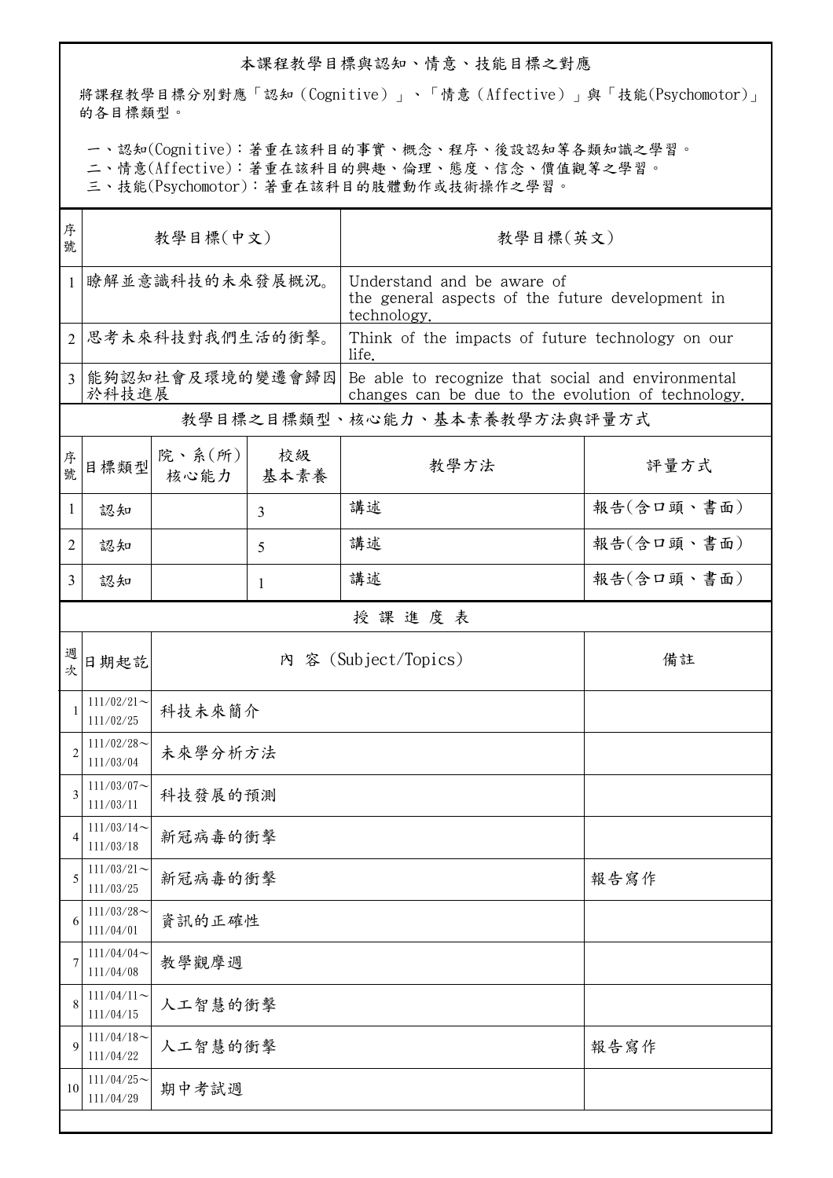## 本課程教學目標與認知、情意、技能目標之對應

將課程教學目標分別對應「認知（Cognitive）」、「情意（Affective）」與「技能(Psychomotor)」的各目標類型。

一、認知(Cognitive)：著重在該科目的事實、概念、程序、後設認知等各類知識之學習。
二、情意(Affective)：著重在該科目的興趣、倫理、態度、信念、價值觀等之學習。
三、技能(Psychomotor)：著重在該科目的肢體動作或技術操作之學習。

| 序號 | 教學目標(中文) | 教學目標(英文) |
|---|---|---|
| 1 | 瞭解並意識科技的未來發展概況。 | Understand and be aware of the general aspects of the future development in technology. |
| 2 | 思考未來科技對我們生活的衝擊。 | Think of the impacts of future technology on our life. |
| 3 | 能夠認知社會及環境的變遷會歸因於科技進展 | Be able to recognize that social and environmental changes can be due to the evolution of technology. |

## 教學目標之目標類型、核心能力、基本素養教學方法與評量方式

| 序號 | 目標類型 | 院、系(所)核心能力 | 校級基本素養 | 教學方法 | 評量方式 |
|---|---|---|---|---|---|
| 1 | 認知 |  | 3 | 講述 | 報告(含口頭、書面) |
| 2 | 認知 |  | 5 | 講述 | 報告(含口頭、書面) |
| 3 | 認知 |  | 1 | 講述 | 報告(含口頭、書面) |

## 授課進度表

| 週次 | 日期起訖 | 內 容 (Subject/Topics) | 備註 |
|---|---|---|---|
| 1 | 111/02/21～111/02/25 | 科技未來簡介 |  |
| 2 | 111/02/28～111/03/04 | 未來學分析方法 |  |
| 3 | 111/03/07～111/03/11 | 科技發展的預測 |  |
| 4 | 111/03/14～111/03/18 | 新冠病毒的衝擊 |  |
| 5 | 111/03/21～111/03/25 | 新冠病毒的衝擊 | 報告寫作 |
| 6 | 111/03/28～111/04/01 | 資訊的正確性 |  |
| 7 | 111/04/04～111/04/08 | 教學觀摩週 |  |
| 8 | 111/04/11～111/04/15 | 人工智慧的衝擊 |  |
| 9 | 111/04/18～111/04/22 | 人工智慧的衝擊 | 報告寫作 |
| 10 | 111/04/25～111/04/29 | 期中考試週 |  |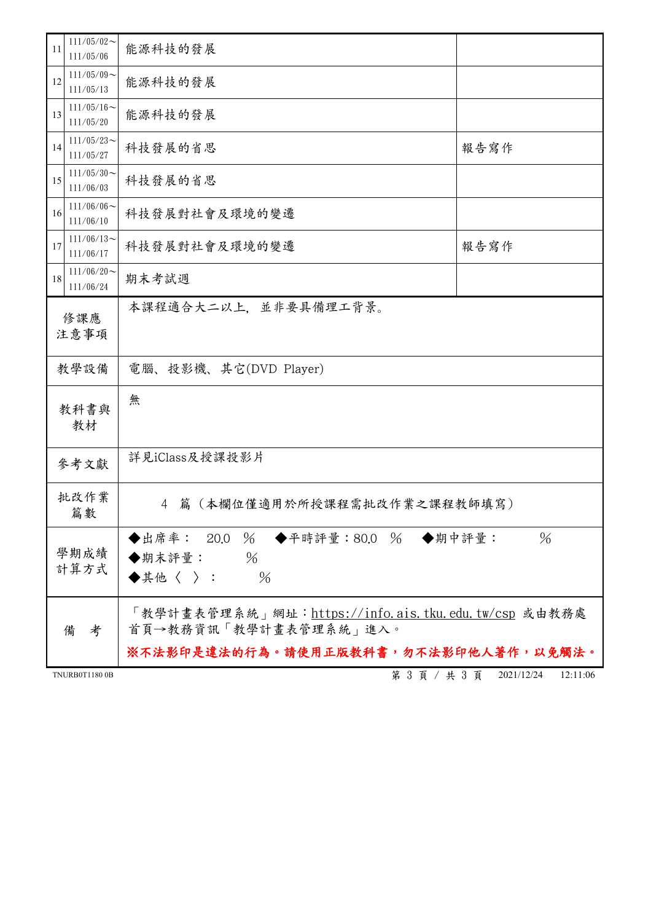| | | | |
|---|---|---|---|
| 11 | 111/05/02～111/05/06 | 能源科技的發展 | |
| 12 | 111/05/09～111/05/13 | 能源科技的發展 | |
| 13 | 111/05/16～111/05/20 | 能源科技的發展 | |
| 14 | 111/05/23～111/05/27 | 科技發展的省思 | 報告寫作 |
| 15 | 111/05/30～111/06/03 | 科技發展的省思 | |
| 16 | 111/06/06～111/06/10 | 科技發展對社會及環境的變遷 | |
| 17 | 111/06/13～111/06/17 | 科技發展對社會及環境的變遷 | 報告寫作 |
| 18 | 111/06/20～111/06/24 | 期末考試週 | |

| | |
|---|---|
| 修課應注意事項 | 本課程適合大二以上，並非要具備理工背景。 |
| 教學設備 | 電腦、投影機、其它(DVD Player) |
| 教科書與教材 | 無 |
| 參考文獻 | 詳見iClass及授課投影片 |
| 批改作業篇數 | 4 篇（本欄位僅適用於所授課程需批改作業之課程教師填寫） |
| 學期成績計算方式 | ◆出席率： 20.0 ％ ◆平時評量：80.0 ％ ◆期中評量： ％<br>◆期末評量： ％<br>◆其他〈 〉： ％ |
| 備 考 | 「教學計畫表管理系統」網址：https://info.ais.tku.edu.tw/csp 或由教務處首頁→教務資訊「教學計畫表管理系統」進入。<br>**※不法影印是違法的行為。請使用正版教科書，勿不法影印他人著作，以免觸法。** |

TNURB0T1180 0B 2021/12/24 12:11:06